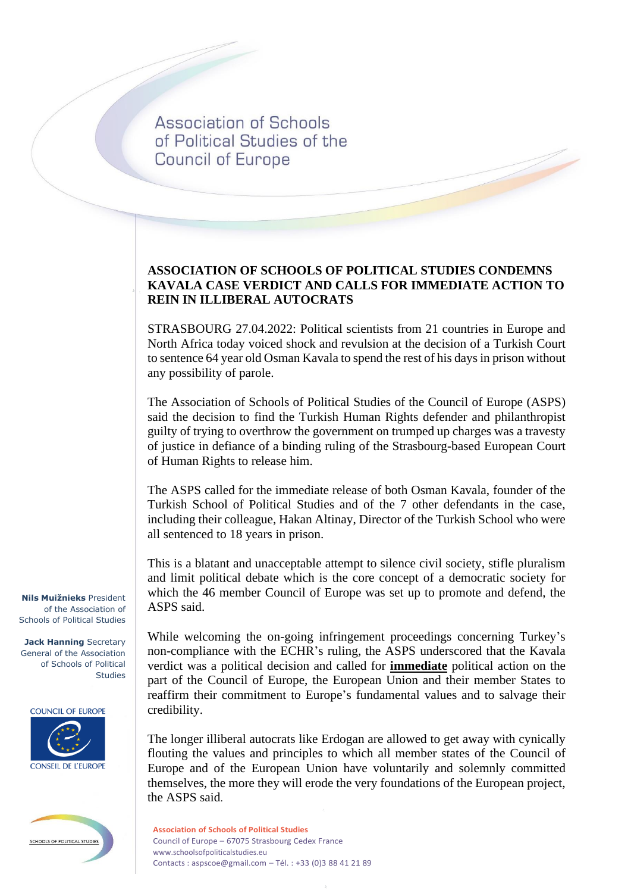Association of Schools of Political Studies of the Council of Europe

## ASSOCIATION OF SCHOOLS OF POLITICAL STUDIES CONDEMNS KAVALA CASE VERDICT AND CALLS FOR IMMEDIATE ACTION TO REIN IN ILLIBERAL AUTOCRATS

STRASBOURG 27.04.2022: Political scientists from 21 countries in Europe and North Africa today voiced shock and revulsion at the decision of a Turkish Court to sentence 64 year old Osman Kavala to spend the rest of his days in prison without any possibility of parole.

The Association of Schools of Political Studies of the Council of Europe (ASPS) said the decision to find the Turkish Human Rights defender and philanthropist guilty of trying to overthrow the government on trumped up charges was a travesty of justice in defiance of a binding ruling of the Strasbourg-based European Court of Human Rights to release him.

The ASPS called for the immediate release of both Osman Kavala, founder of the Turkish School of Political Studies and of the 7 other defendants in the case, including their colleague, Hakan Altinay, Director of the Turkish School who were all sentenced to 18 years in prison.

This is a blatant and unacceptable attempt to silence civil society, stifle pluralism and limit political debate which is the core concept of a democratic society for which the 46 member Council of Europe was set up to promote and defend, the ASPS said.

While welcoming the on-going infringement proceedings concerning Turkey's non-compliance with the ECHR's ruling, the ASPS underscored that the Kavala verdict was a political decision and called for **immediate** political action on the part of the Council of Europe, the European Union and their member States to reaffirm their commitment to Europe's fundamental values and to salvage their credibility.

The longer illiberal autocrats like Erdogan are allowed to get away with cynically flouting the values and principles to which all member states of the Council of Europe and of the European Union have voluntarily and solemnly committed themselves, the more they will erode the very foundations of the European project, the ASPS said.

**Nils Muižnieks** President of the Association of Schools of Political Studies

**Jack Hanning** Secretary General of the Association of Schools of Political Studies

COUNCIL OF EUROPE
CONSEIL DE L'EUROPE

SCHOOLS OF POLITICAL STUDIES

**Association of Schools of Political Studies**
Council of Europe – 67075 Strasbourg Cedex France
www.schoolsofpoliticalstudies.eu
Contacts : aspscoe@gmail.com – Tél. : +33 (0)3 88 41 21 89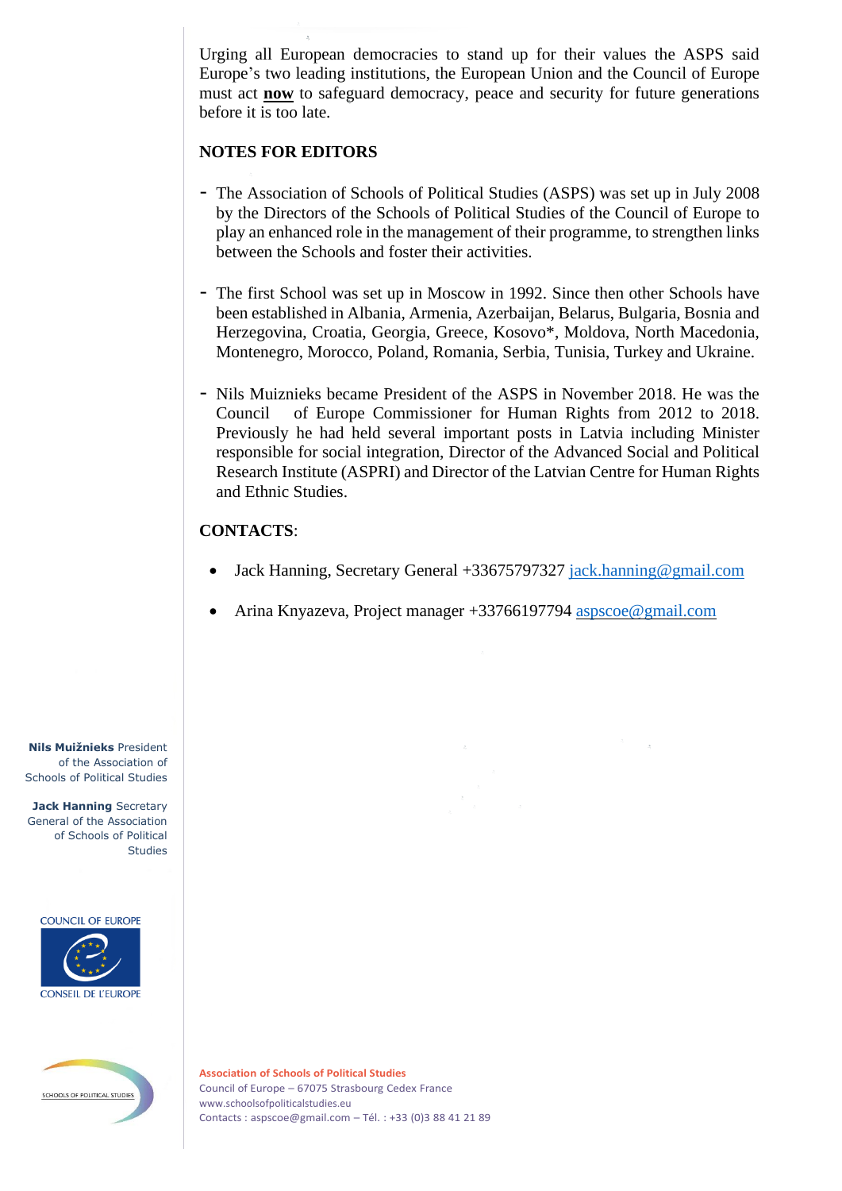Urging all European democracies to stand up for their values the ASPS said Europe's two leading institutions, the European Union and the Council of Europe must act **now** to safeguard democracy, peace and security for future generations before it is too late.

## NOTES FOR EDITORS

- The Association of Schools of Political Studies (ASPS) was set up in July 2008 by the Directors of the Schools of Political Studies of the Council of Europe to play an enhanced role in the management of their programme, to strengthen links between the Schools and foster their activities.

- The first School was set up in Moscow in 1992. Since then other Schools have been established in Albania, Armenia, Azerbaijan, Belarus, Bulgaria, Bosnia and Herzegovina, Croatia, Georgia, Greece, Kosovo*, Moldova, North Macedonia, Montenegro, Morocco, Poland, Romania, Serbia, Tunisia, Turkey and Ukraine.

- Nils Muiznieks became President of the ASPS in November 2018. He was the Council of Europe Commissioner for Human Rights from 2012 to 2018. Previously he had held several important posts in Latvia including Minister responsible for social integration, Director of the Advanced Social and Political Research Institute (ASPRI) and Director of the Latvian Centre for Human Rights and Ethnic Studies.

## CONTACTS:

- Jack Hanning, Secretary General +33675797327 jack.hanning@gmail.com
- Arina Knyazeva, Project manager +33766197794 aspscoe@gmail.com

**Nils Muižnieks** President of the Association of Schools of Political Studies

**Jack Hanning** Secretary General of the Association of Schools of Political Studies

COUNCIL OF EUROPE
CONSEIL DE L'EUROPE

SCHOOLS OF POLITICAL STUDIES

**Association of Schools of Political Studies**
Council of Europe – 67075 Strasbourg Cedex France
www.schoolsofpoliticalstudies.eu
Contacts : aspscoe@gmail.com – Tél. : +33 (0)3 88 41 21 89